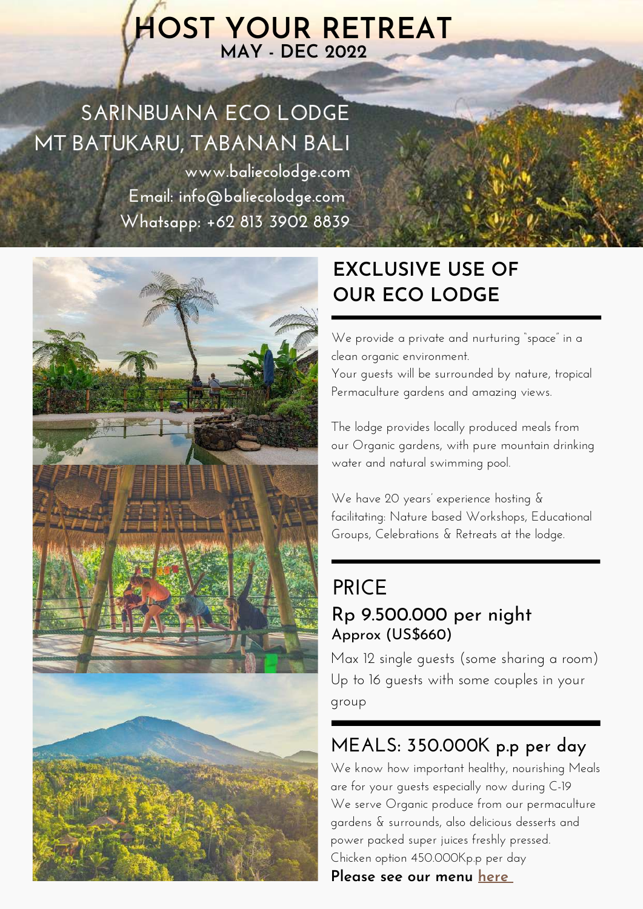# HOST YOUR RETREAT

**MAY - DEC 2022**

## SARINBUANA ECO LODGE
## MT BATUKARU, TABANAN BALI

www.baliecolodge.com
Email: info@baliecolodge.com
Whatsapp: +62 813 3902 8839

## EXCLUSIVE USE OF OUR ECO LODGE

We provide a private and nurturing "space" in a clean organic environment.
Your guests will be surrounded by nature, tropical Permaculture gardens and amazing views.

The lodge provides locally produced meals from our Organic gardens, with pure mountain drinking water and natural swimming pool.

We have 20 years' experience hosting & facilitating: Nature based Workshops, Educational Groups, Celebrations & Retreats at the lodge.

## PRICE

### Rp 9.500.000 per night

**Approx (US$660)**

Max 12 single guests (some sharing a room)
Up to 16 guests with some couples in your group

## MEALS: 350.000K p.p per day

We know how important healthy, nourishing Meals are for your guests especially now during C-19
We serve Organic produce from our permaculture gardens & surrounds, also delicious desserts and power packed super juices freshly pressed.
Chicken option 450.000Kp.p per day

**Please see our menu here**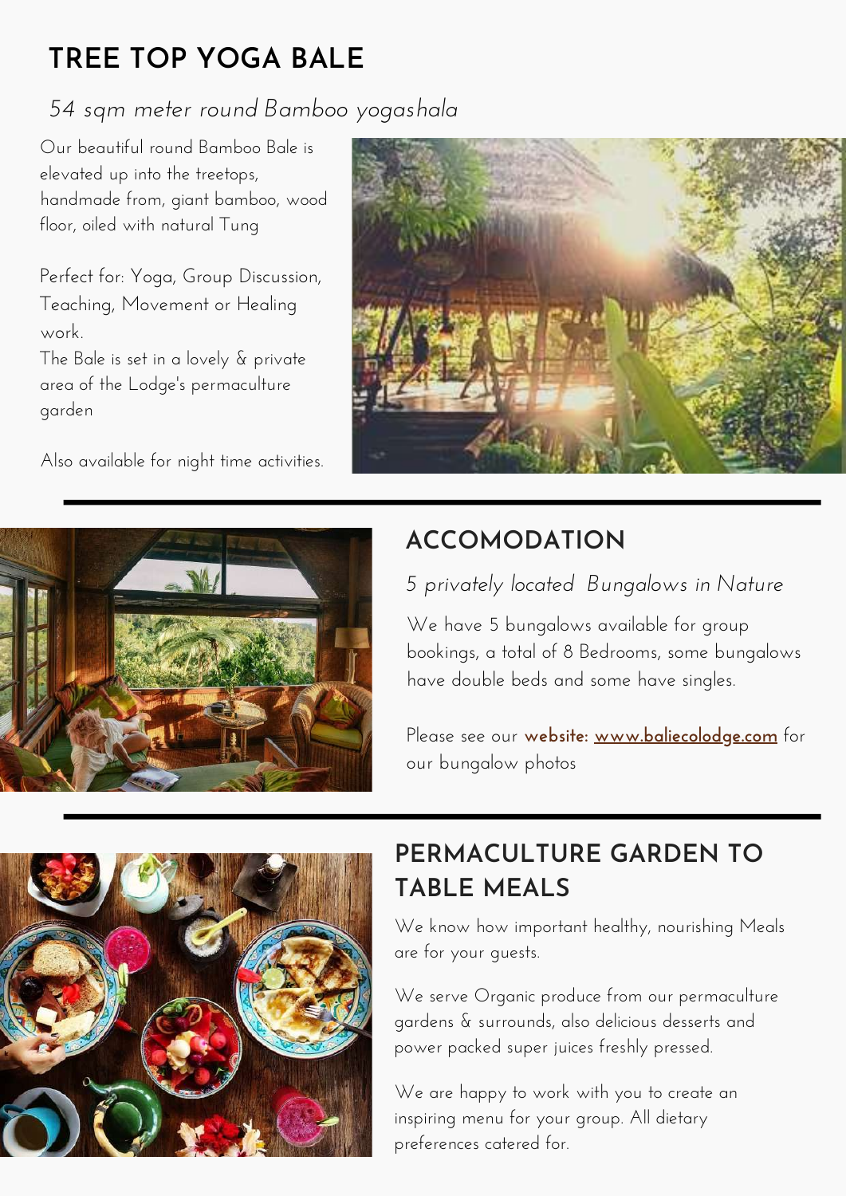# TREE TOP YOGA BALE

*54 sqm meter round Bamboo yogashala*

Our beautiful round Bamboo Bale is elevated up into the treetops, handmade from, giant bamboo, wood floor, oiled with natural Tung

Perfect for: Yoga, Group Discussion, Teaching, Movement or Healing work.
The Bale is set in a lovely & private area of the Lodge's permaculture garden

Also available for night time activities.

---

# ACCOMODATION

*5 privately located Bungalows in Nature*

We have 5 bungalows available for group bookings, a total of 8 Bedrooms, some bungalows have double beds and some have singles.

Please see our **website: www.baliecolodge.com** for our bungalow photos

---

# PERMACULTURE GARDEN TO TABLE MEALS

We know how important healthy, nourishing Meals are for your guests.

We serve Organic produce from our permaculture gardens & surrounds, also delicious desserts and power packed super juices freshly pressed.

We are happy to work with you to create an inspiring menu for your group. All dietary preferences catered for.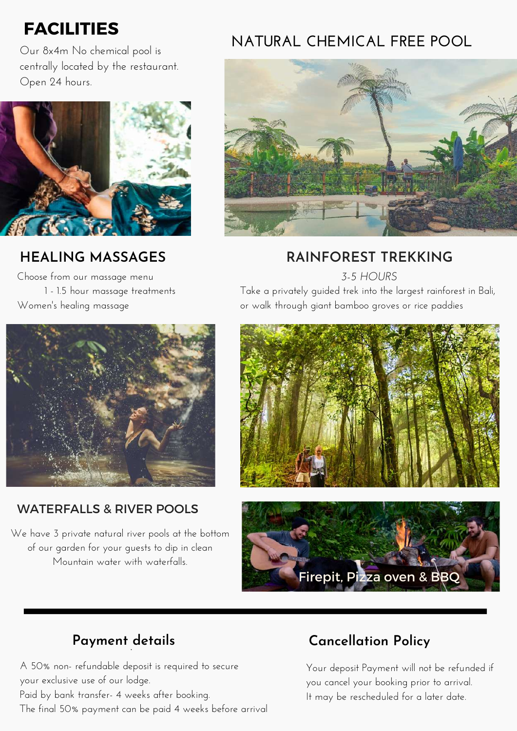# FACILITIES

Our 8x4m No chemical pool is centrally located by the restaurant. Open 24 hours.

## NATURAL CHEMICAL FREE POOL

## HEALING MASSAGES

Choose from our massage menu
1 - 1.5 hour massage treatments
Women's healing massage

## RAINFOREST TREKKING

*3-5 HOURS*

Take a privately guided trek into the largest rainforest in Bali, or walk through giant bamboo groves or rice paddies

## WATERFALLS & RIVER POOLS

We have 3 private natural river pools at the bottom of our garden for your guests to dip in clean Mountain water with waterfalls.

Firepit, Pizza oven & BBQ

---

## Payment details

A 50% non- refundable deposit is required to secure your exclusive use of our lodge.
Paid by bank transfer- 4 weeks after booking.
The final 50% payment can be paid 4 weeks before arrival

## Cancellation Policy

Your deposit Payment will not be refunded if you cancel your booking prior to arrival.
It may be rescheduled for a later date.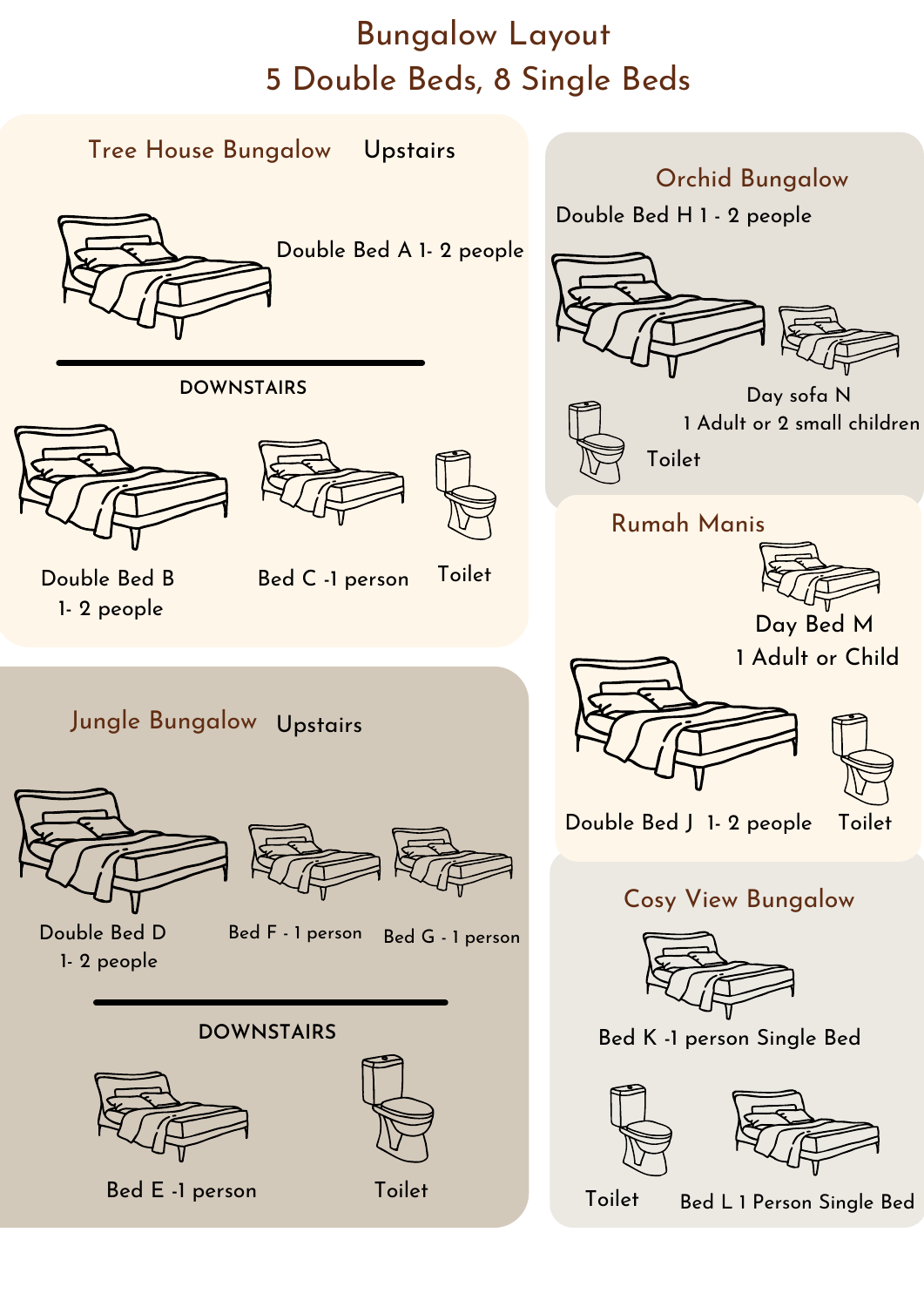# Bungalow Layout
## 5 Double Beds, 8 Single Beds

### Tree House Bungalow

Upstairs

Double Bed A 1- 2 people

DOWNSTAIRS

Double Bed B
1- 2 people

Bed C -1 person

Toilet

### Jungle Bungalow

Upstairs

Double Bed D
1- 2 people

Bed F - 1 person

Bed G - 1 person

DOWNSTAIRS

Bed E -1 person

Toilet

### Orchid Bungalow

Double Bed H 1 - 2 people

Day sofa N
1 Adult or 2 small children

Toilet

### Rumah Manis

Day Bed M
1 Adult or Child

Double Bed J 1- 2 people

Toilet

### Cosy View Bungalow

Bed K -1 person Single Bed

Toilet

Bed L 1 Person Single Bed